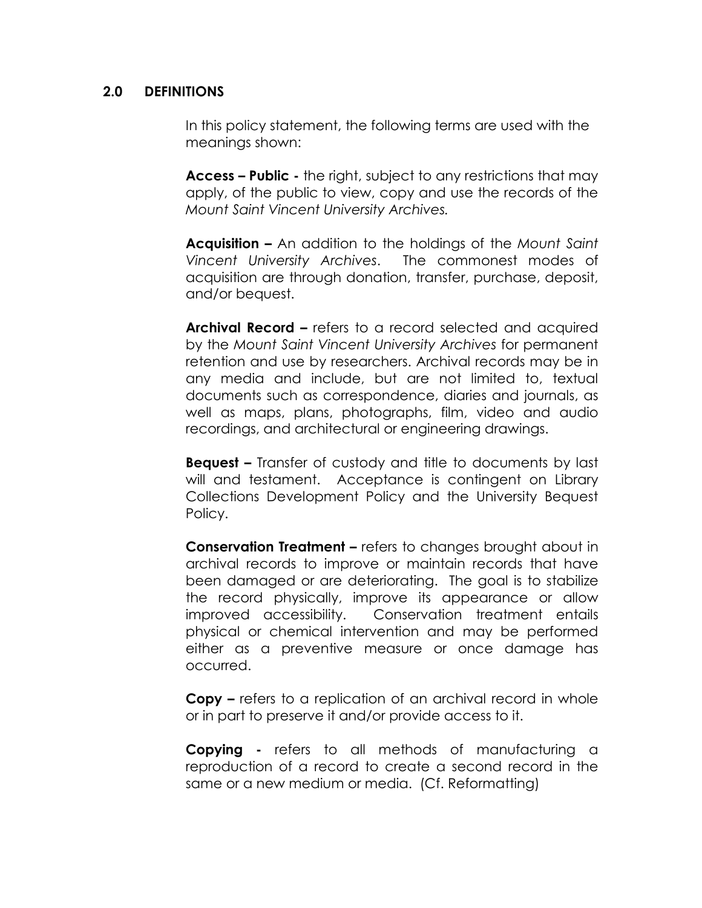## 2.0 DEFINITIONS

In this policy statement, the following terms are used with the meanings shown:

**Access – Public -** the right, subject to any restrictions that may apply, of the public to view, copy and use the records of the *Mount Saint Vincent University Archives.*

**Acquisition –** An addition to the holdings of the *Mount Saint Vincent University Archives*. The commonest modes of acquisition are through donation, transfer, purchase, deposit, and/or bequest.

**Archival Record –** refers to a record selected and acquired by the *Mount Saint Vincent University Archives* for permanent retention and use by researchers. Archival records may be in any media and include, but are not limited to, textual documents such as correspondence, diaries and journals, as well as maps, plans, photographs, film, video and audio recordings, and architectural or engineering drawings.

**Bequest –** Transfer of custody and title to documents by last will and testament. Acceptance is contingent on Library Collections Development Policy and the University Bequest Policy.

**Conservation Treatment –** refers to changes brought about in archival records to improve or maintain records that have been damaged or are deteriorating. The goal is to stabilize the record physically, improve its appearance or allow improved accessibility. Conservation treatment entails physical or chemical intervention and may be performed either as a preventive measure or once damage has occurred.

**Copy –** refers to a replication of an archival record in whole or in part to preserve it and/or provide access to it.

**Copying -** refers to all methods of manufacturing a reproduction of a record to create a second record in the same or a new medium or media. (Cf. Reformatting)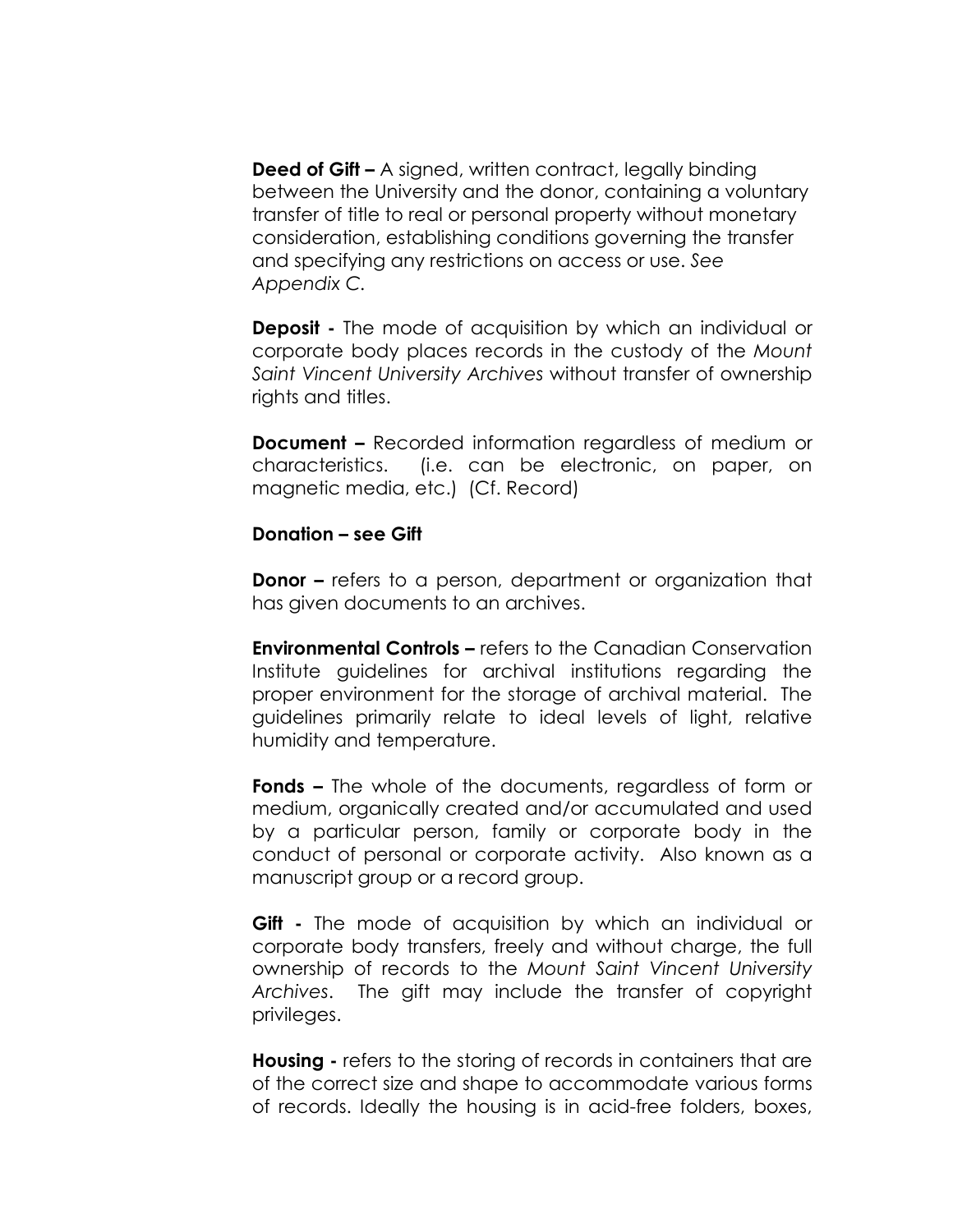**Deed of Gift –** A signed, written contract, legally binding between the University and the donor, containing a voluntary transfer of title to real or personal property without monetary consideration, establishing conditions governing the transfer and specifying any restrictions on access or use. *See Appendix C.*

**Deposit -** The mode of acquisition by which an individual or corporate body places records in the custody of the *Mount Saint Vincent University Archives* without transfer of ownership rights and titles.

**Document –** Recorded information regardless of medium or characteristics. (i.e. can be electronic, on paper, on magnetic media, etc.) (Cf. Record)

**Donation – see Gift**

**Donor –** refers to a person, department or organization that has given documents to an archives.

**Environmental Controls –** refers to the Canadian Conservation Institute guidelines for archival institutions regarding the proper environment for the storage of archival material. The guidelines primarily relate to ideal levels of light, relative humidity and temperature.

**Fonds –** The whole of the documents, regardless of form or medium, organically created and/or accumulated and used by a particular person, family or corporate body in the conduct of personal or corporate activity. Also known as a manuscript group or a record group.

**Gift -** The mode of acquisition by which an individual or corporate body transfers, freely and without charge, the full ownership of records to the *Mount Saint Vincent University Archives*. The gift may include the transfer of copyright privileges.

**Housing -** refers to the storing of records in containers that are of the correct size and shape to accommodate various forms of records. Ideally the housing is in acid-free folders, boxes,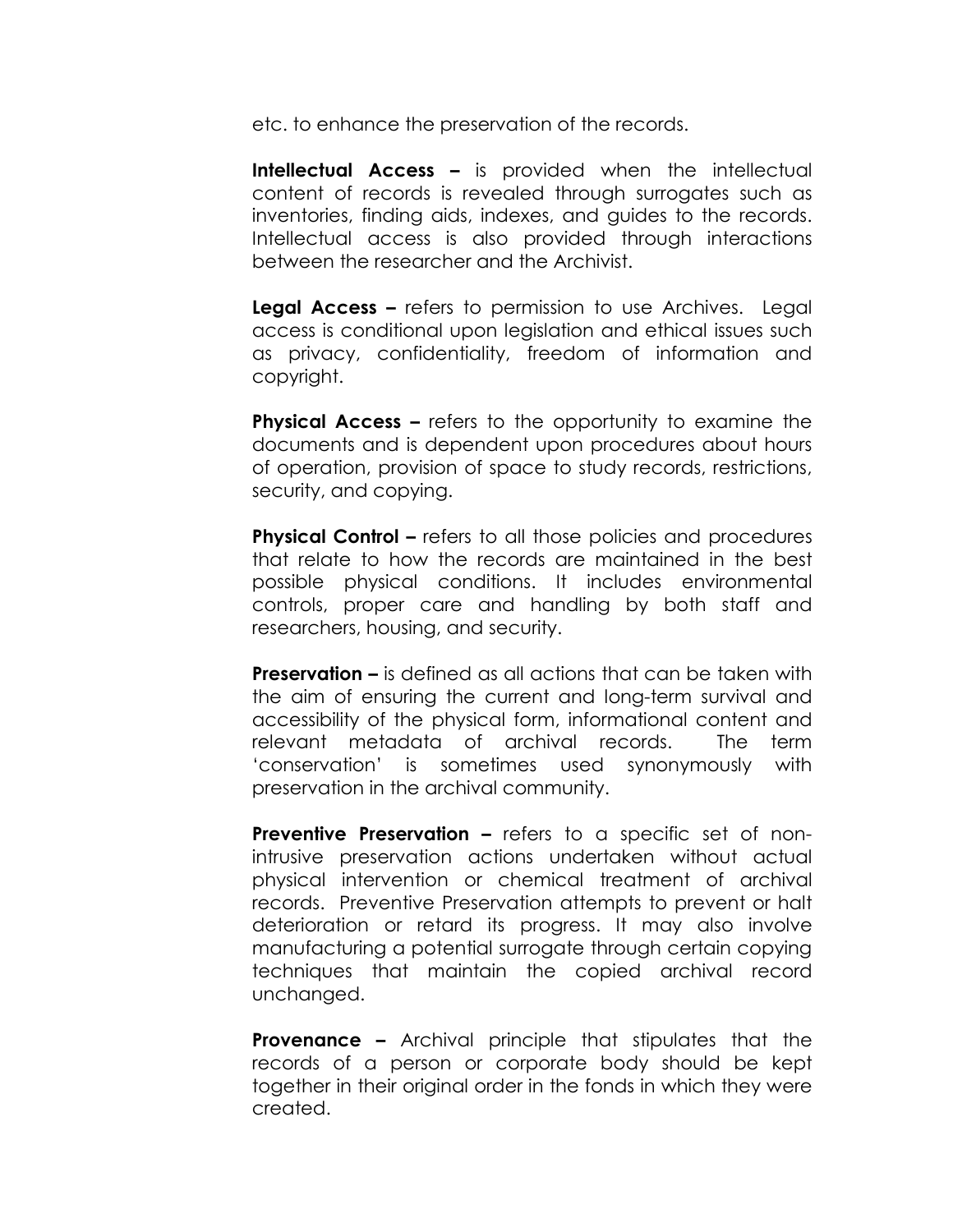etc. to enhance the preservation of the records.

**Intellectual Access –** is provided when the intellectual content of records is revealed through surrogates such as inventories, finding aids, indexes, and guides to the records. Intellectual access is also provided through interactions between the researcher and the Archivist.

**Legal Access –** refers to permission to use Archives. Legal access is conditional upon legislation and ethical issues such as privacy, confidentiality, freedom of information and copyright.

**Physical Access –** refers to the opportunity to examine the documents and is dependent upon procedures about hours of operation, provision of space to study records, restrictions, security, and copying.

**Physical Control –** refers to all those policies and procedures that relate to how the records are maintained in the best possible physical conditions. It includes environmental controls, proper care and handling by both staff and researchers, housing, and security.

**Preservation –** is defined as all actions that can be taken with the aim of ensuring the current and long-term survival and accessibility of the physical form, informational content and relevant metadata of archival records. The term 'conservation' is sometimes used synonymously with preservation in the archival community.

**Preventive Preservation –** refers to a specific set of non-intrusive preservation actions undertaken without actual physical intervention or chemical treatment of archival records. Preventive Preservation attempts to prevent or halt deterioration or retard its progress. It may also involve manufacturing a potential surrogate through certain copying techniques that maintain the copied archival record unchanged.

**Provenance –** Archival principle that stipulates that the records of a person or corporate body should be kept together in their original order in the fonds in which they were created.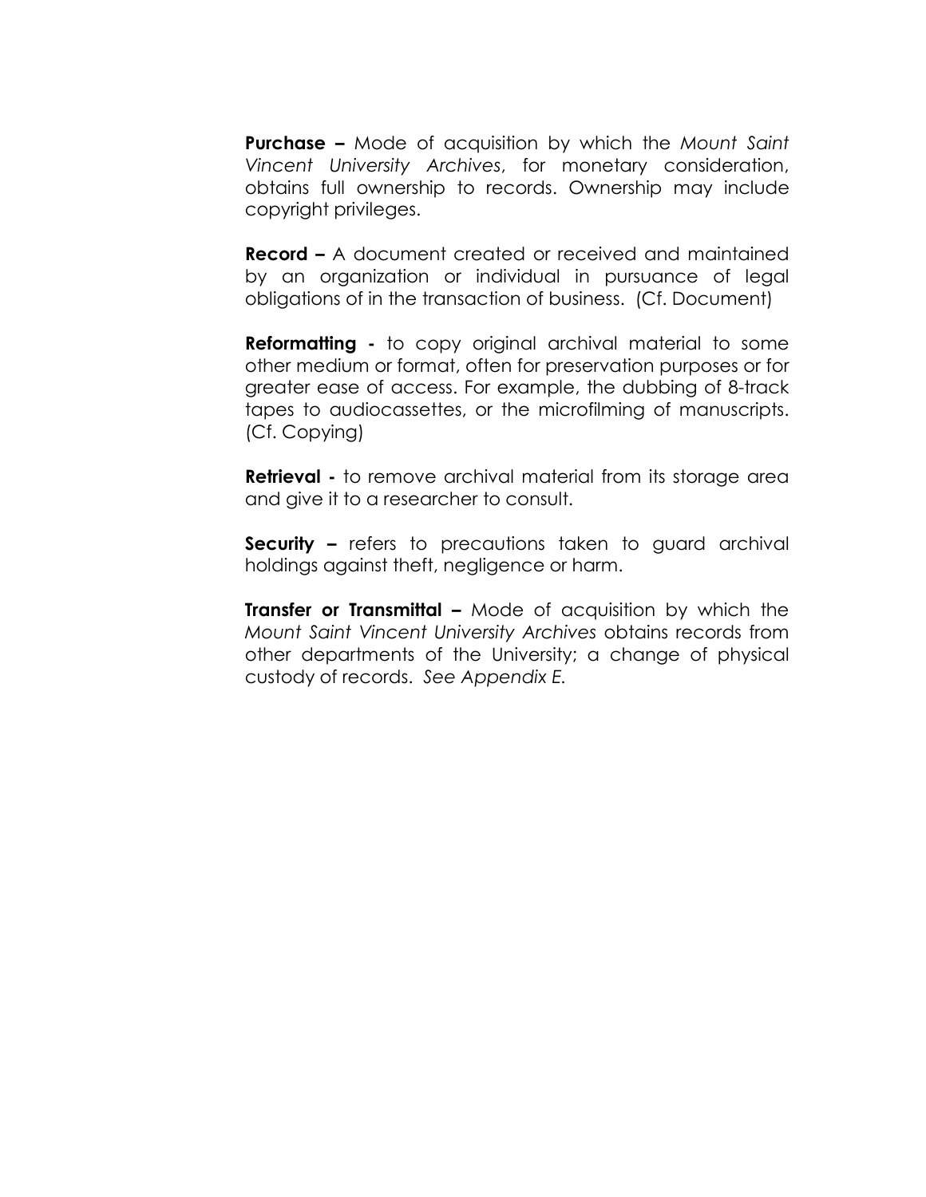**Purchase –** Mode of acquisition by which the *Mount Saint Vincent University Archives*, for monetary consideration, obtains full ownership to records. Ownership may include copyright privileges.

**Record –** A document created or received and maintained by an organization or individual in pursuance of legal obligations of in the transaction of business. (Cf. Document)

**Reformatting -** to copy original archival material to some other medium or format, often for preservation purposes or for greater ease of access. For example, the dubbing of 8-track tapes to audiocassettes, or the microfilming of manuscripts. (Cf. Copying)

**Retrieval -** to remove archival material from its storage area and give it to a researcher to consult.

**Security –** refers to precautions taken to guard archival holdings against theft, negligence or harm.

**Transfer or Transmittal –** Mode of acquisition by which the *Mount Saint Vincent University Archives* obtains records from other departments of the University; a change of physical custody of records. *See Appendix E.*